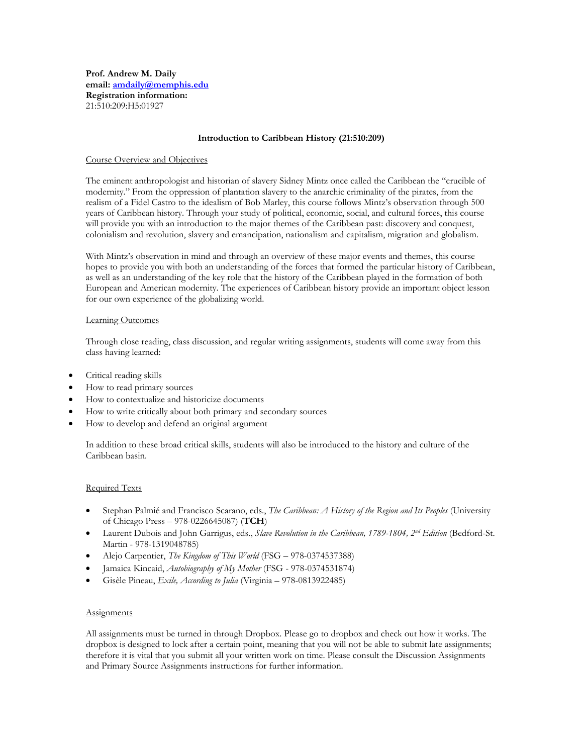**Prof. Andrew M. Daily**
**email: [amdaily@memphis.edu](mailto:amdaily@memphis.edu)**
**Registration information:**
21:510:209:H5:01927

**Introduction to Caribbean History (21:510:209)**

Course Overview and Objectives

The eminent anthropologist and historian of slavery Sidney Mintz once called the Caribbean the "crucible of modernity." From the oppression of plantation slavery to the anarchic criminality of the pirates, from the realism of a Fidel Castro to the idealism of Bob Marley, this course follows Mintz's observation through 500 years of Caribbean history. Through your study of political, economic, social, and cultural forces, this course will provide you with an introduction to the major themes of the Caribbean past: discovery and conquest, colonialism and revolution, slavery and emancipation, nationalism and capitalism, migration and globalism.

With Mintz's observation in mind and through an overview of these major events and themes, this course hopes to provide you with both an understanding of the forces that formed the particular history of Caribbean, as well as an understanding of the key role that the history of the Caribbean played in the formation of both European and American modernity. The experiences of Caribbean history provide an important object lesson for our own experience of the globalizing world.

Learning Outcomes

Through close reading, class discussion, and regular writing assignments, students will come away from this class having learned:

- Critical reading skills
- How to read primary sources
- How to contextualize and historicize documents
- How to write critically about both primary and secondary sources
- How to develop and defend an original argument

In addition to these broad critical skills, students will also be introduced to the history and culture of the Caribbean basin.

Required Texts

- Stephan Palmié and Francisco Scarano, eds., *The Caribbean: A History of the Region and Its Peoples* (University of Chicago Press – 978-0226645087) (**TCH**)
- Laurent Dubois and John Garrigus, eds., *Slave Revolution in the Caribbean, 1789-1804, 2nd Edition* (Bedford-St. Martin - 978-1319048785)
- Alejo Carpentier, *The Kingdom of This World* (FSG – 978-0374537388)
- Jamaica Kincaid, *Autobiography of My Mother* (FSG - 978-0374531874)
- Gisèle Pineau, *Exile, According to Julia* (Virginia – 978-0813922485)

Assignments

All assignments must be turned in through Dropbox. Please go to dropbox and check out how it works. The dropbox is designed to lock after a certain point, meaning that you will not be able to submit late assignments; therefore it is vital that you submit all your written work on time. Please consult the Discussion Assignments and Primary Source Assignments instructions for further information.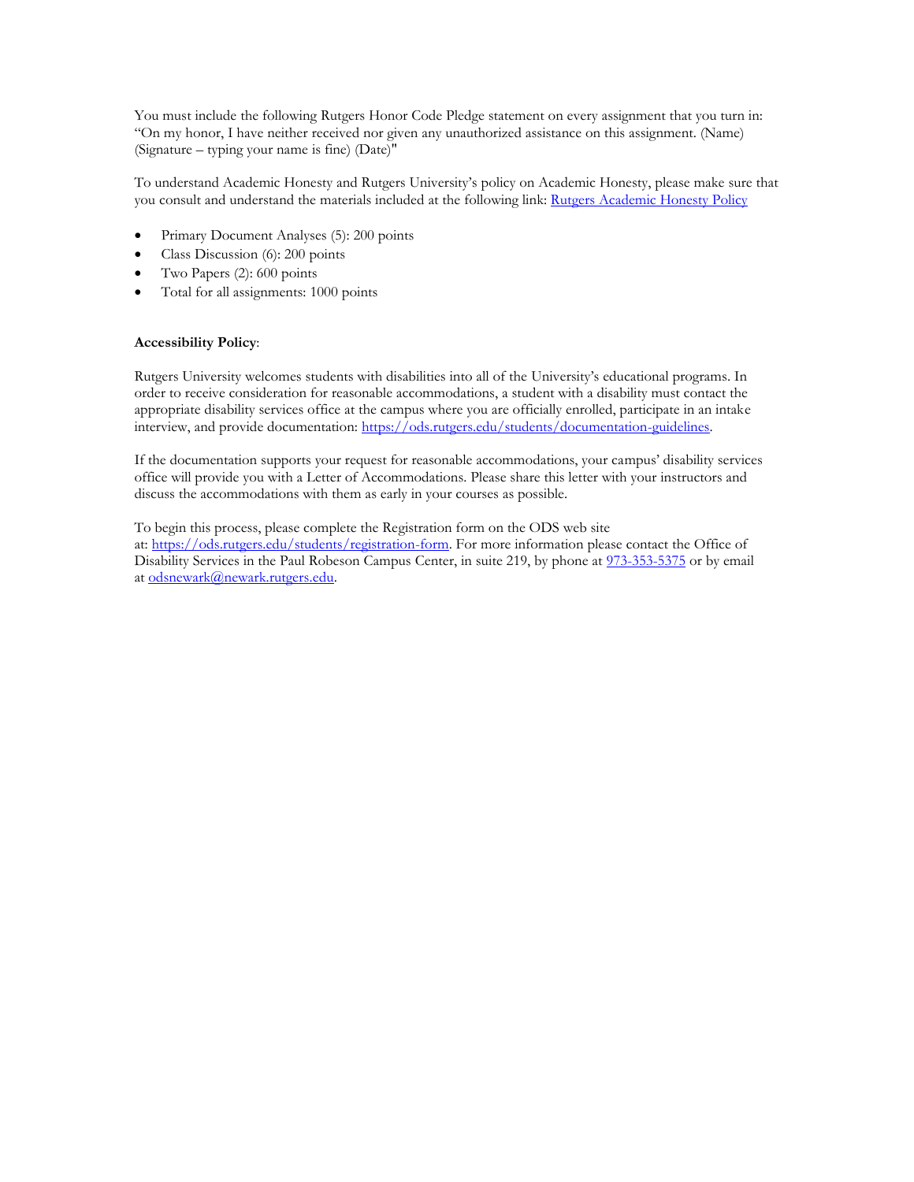You must include the following Rutgers Honor Code Pledge statement on every assignment that you turn in: "On my honor, I have neither received nor given any unauthorized assistance on this assignment. (Name) (Signature – typing your name is fine) (Date)"

To understand Academic Honesty and Rutgers University's policy on Academic Honesty, please make sure that you consult and understand the materials included at the following link: Rutgers Academic Honesty Policy

- Primary Document Analyses (5): 200 points
- Class Discussion (6): 200 points
- Two Papers (2): 600 points
- Total for all assignments: 1000 points

**Accessibility Policy**:

Rutgers University welcomes students with disabilities into all of the University's educational programs. In order to receive consideration for reasonable accommodations, a student with a disability must contact the appropriate disability services office at the campus where you are officially enrolled, participate in an intake interview, and provide documentation: https://ods.rutgers.edu/students/documentation-guidelines.

If the documentation supports your request for reasonable accommodations, your campus' disability services office will provide you with a Letter of Accommodations. Please share this letter with your instructors and discuss the accommodations with them as early in your courses as possible.

To begin this process, please complete the Registration form on the ODS web site at: https://ods.rutgers.edu/students/registration-form. For more information please contact the Office of Disability Services in the Paul Robeson Campus Center, in suite 219, by phone at 973-353-5375 or by email at odsnewark@newark.rutgers.edu.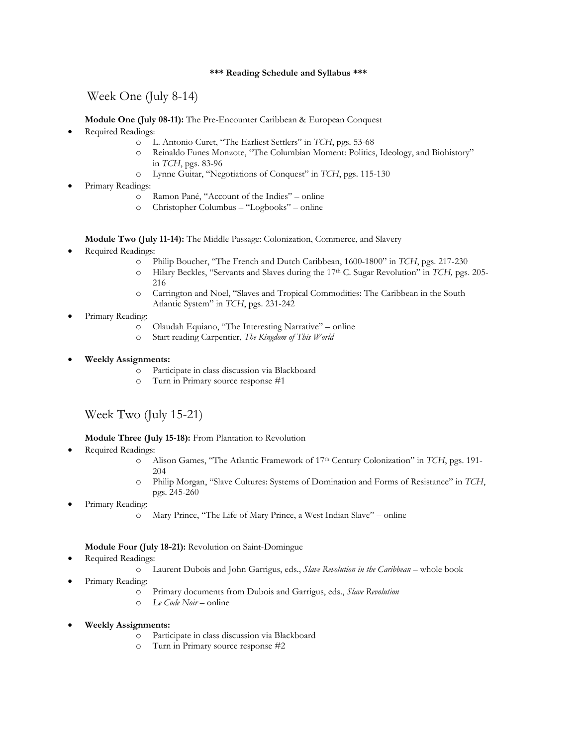**\*\*\* Reading Schedule and Syllabus \*\*\***

## Week One (July 8-14)

**Module One (July 08-11):** The Pre-Encounter Caribbean & European Conquest

- Required Readings:
  - L. Antonio Curet, "The Earliest Settlers" in *TCH*, pgs. 53-68
  - Reinaldo Funes Monzote, "The Columbian Moment: Politics, Ideology, and Biohistory" in *TCH*, pgs. 83-96
  - Lynne Guitar, "Negotiations of Conquest" in *TCH*, pgs. 115-130
- Primary Readings:
  - Ramon Pané, "Account of the Indies" – online
  - Christopher Columbus – "Logbooks" – online

**Module Two (July 11-14):** The Middle Passage: Colonization, Commerce, and Slavery

- Required Readings:
  - Philip Boucher, "The French and Dutch Caribbean, 1600-1800" in *TCH*, pgs. 217-230
  - Hilary Beckles, "Servants and Slaves during the 17th C. Sugar Revolution" in *TCH,* pgs. 205-216
  - Carrington and Noel, "Slaves and Tropical Commodities: The Caribbean in the South Atlantic System" in *TCH*, pgs. 231-242
- Primary Reading:
  - Olaudah Equiano, "The Interesting Narrative" – online
  - Start reading Carpentier, *The Kingdom of This World*
- **Weekly Assignments:**
  - Participate in class discussion via Blackboard
  - Turn in Primary source response #1

## Week Two (July 15-21)

**Module Three (July 15-18):** From Plantation to Revolution

- Required Readings:
  - Alison Games, "The Atlantic Framework of 17th Century Colonization" in *TCH*, pgs. 191-204
  - Philip Morgan, "Slave Cultures: Systems of Domination and Forms of Resistance" in *TCH*, pgs. 245-260
- Primary Reading:
  - Mary Prince, "The Life of Mary Prince, a West Indian Slave" – online

**Module Four (July 18-21):** Revolution on Saint-Domingue

- Required Readings:
  - Laurent Dubois and John Garrigus, eds., *Slave Revolution in the Caribbean* – whole book
- Primary Reading:
  - Primary documents from Dubois and Garrigus, eds., *Slave Revolution*
  - *Le Code Noir* – online
- **Weekly Assignments:**
  - Participate in class discussion via Blackboard
  - Turn in Primary source response #2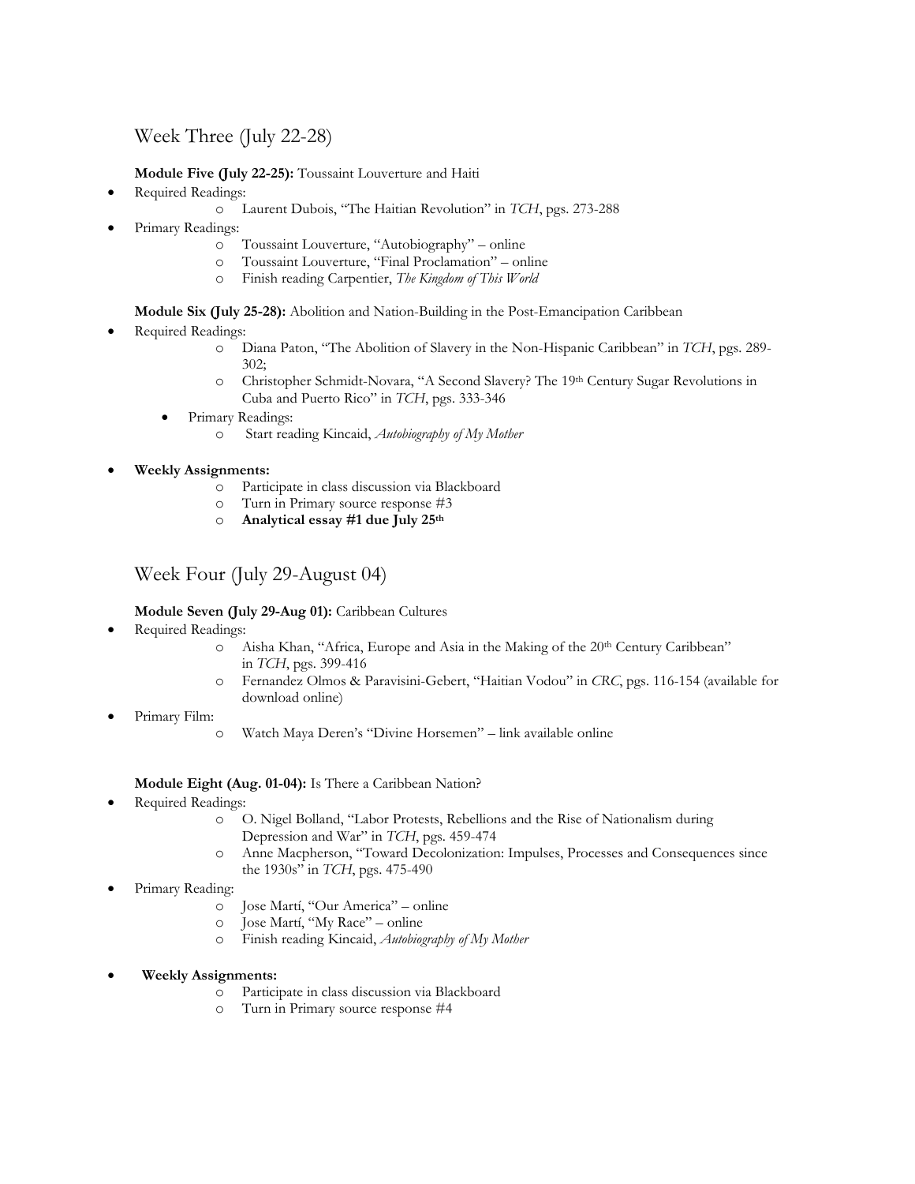## Week Three (July 22-28)

**Module Five (July 22-25):** Toussaint Louverture and Haiti

- Required Readings:
    - Laurent Dubois, "The Haitian Revolution" in *TCH*, pgs. 273-288
- Primary Readings:
    - Toussaint Louverture, "Autobiography" – online
    - Toussaint Louverture, "Final Proclamation" – online
    - Finish reading Carpentier, *The Kingdom of This World*

**Module Six (July 25-28):** Abolition and Nation-Building in the Post-Emancipation Caribbean

- Required Readings:
    - Diana Paton, "The Abolition of Slavery in the Non-Hispanic Caribbean" in *TCH*, pgs. 289-302;
    - Christopher Schmidt-Novara, "A Second Slavery? The 19th Century Sugar Revolutions in Cuba and Puerto Rico" in *TCH*, pgs. 333-346
    - Primary Readings:
        - Start reading Kincaid, *Autobiography of My Mother*

- **Weekly Assignments:**
    - Participate in class discussion via Blackboard
    - Turn in Primary source response #3
    - **Analytical essay #1 due July 25th**

## Week Four (July 29-August 04)

**Module Seven (July 29-Aug 01):** Caribbean Cultures

- Required Readings:
    - Aisha Khan, "Africa, Europe and Asia in the Making of the 20th Century Caribbean" in *TCH*, pgs. 399-416
    - Fernandez Olmos & Paravisini-Gebert, "Haitian Vodou" in *CRC*, pgs. 116-154 (available for download online)
- Primary Film:
    - Watch Maya Deren's "Divine Horsemen" – link available online

**Module Eight (Aug. 01-04):** Is There a Caribbean Nation?

- Required Readings:
    - O. Nigel Bolland, "Labor Protests, Rebellions and the Rise of Nationalism during Depression and War" in *TCH*, pgs. 459-474
    - Anne Macpherson, "Toward Decolonization: Impulses, Processes and Consequences since the 1930s" in *TCH*, pgs. 475-490
- Primary Reading:
    - Jose Martí, "Our America" – online
    - Jose Martí, "My Race" – online
    - Finish reading Kincaid, *Autobiography of My Mother*

- **Weekly Assignments:**
    - Participate in class discussion via Blackboard
    - Turn in Primary source response #4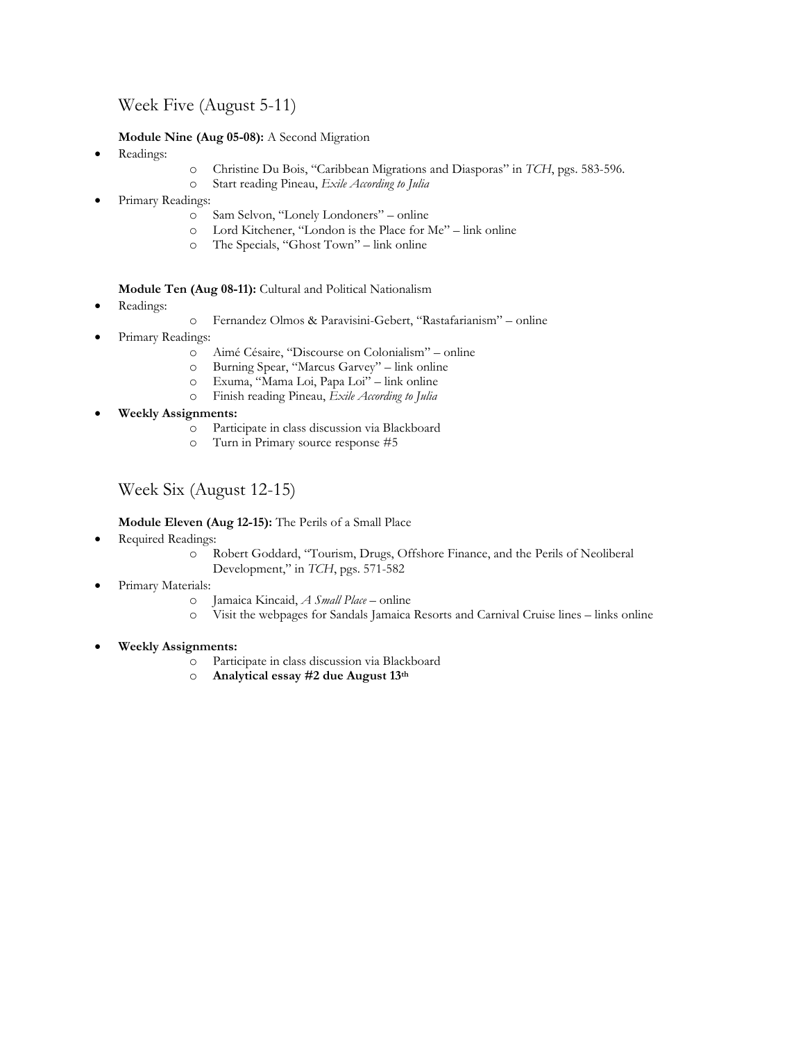## Week Five (August 5-11)

**Module Nine (Aug 05-08):** A Second Migration

- Readings:
  - Christine Du Bois, "Caribbean Migrations and Diasporas" in *TCH*, pgs. 583-596.
  - Start reading Pineau, *Exile According to Julia*
- Primary Readings:
  - Sam Selvon, "Lonely Londoners" – online
  - Lord Kitchener, "London is the Place for Me" – link online
  - The Specials, "Ghost Town" – link online

**Module Ten (Aug 08-11):** Cultural and Political Nationalism

- Readings:
  - Fernandez Olmos & Paravisini-Gebert, "Rastafarianism" – online
- Primary Readings:
  - Aimé Césaire, "Discourse on Colonialism" – online
  - Burning Spear, "Marcus Garvey" – link online
  - Exuma, "Mama Loi, Papa Loi" – link online
  - Finish reading Pineau, *Exile According to Julia*
- **Weekly Assignments:**
  - Participate in class discussion via Blackboard
  - Turn in Primary source response #5

## Week Six (August 12-15)

**Module Eleven (Aug 12-15):** The Perils of a Small Place

- Required Readings:
  - Robert Goddard, "Tourism, Drugs, Offshore Finance, and the Perils of Neoliberal Development," in *TCH*, pgs. 571-582
- Primary Materials:
  - Jamaica Kincaid, *A Small Place* – online
  - Visit the webpages for Sandals Jamaica Resorts and Carnival Cruise lines – links online
- **Weekly Assignments:**
  - Participate in class discussion via Blackboard
  - **Analytical essay #2 due August 13th**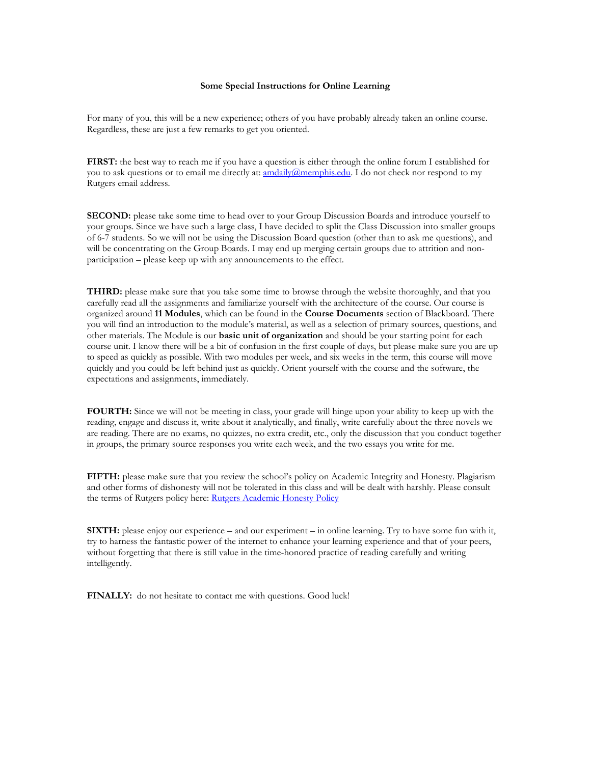## Some Special Instructions for Online Learning

For many of you, this will be a new experience; others of you have probably already taken an online course. Regardless, these are just a few remarks to get you oriented.

**FIRST:** the best way to reach me if you have a question is either through the online forum I established for you to ask questions or to email me directly at: amdaily@memphis.edu. I do not check nor respond to my Rutgers email address.

**SECOND:** please take some time to head over to your Group Discussion Boards and introduce yourself to your groups. Since we have such a large class, I have decided to split the Class Discussion into smaller groups of 6-7 students. So we will not be using the Discussion Board question (other than to ask me questions), and will be concentrating on the Group Boards. I may end up merging certain groups due to attrition and non-participation – please keep up with any announcements to the effect.

**THIRD:** please make sure that you take some time to browse through the website thoroughly, and that you carefully read all the assignments and familiarize yourself with the architecture of the course. Our course is organized around **11 Modules**, which can be found in the **Course Documents** section of Blackboard. There you will find an introduction to the module's material, as well as a selection of primary sources, questions, and other materials. The Module is our **basic unit of organization** and should be your starting point for each course unit. I know there will be a bit of confusion in the first couple of days, but please make sure you are up to speed as quickly as possible. With two modules per week, and six weeks in the term, this course will move quickly and you could be left behind just as quickly. Orient yourself with the course and the software, the expectations and assignments, immediately.

**FOURTH:** Since we will not be meeting in class, your grade will hinge upon your ability to keep up with the reading, engage and discuss it, write about it analytically, and finally, write carefully about the three novels we are reading. There are no exams, no quizzes, no extra credit, etc., only the discussion that you conduct together in groups, the primary source responses you write each week, and the two essays you write for me.

**FIFTH:** please make sure that you review the school's policy on Academic Integrity and Honesty. Plagiarism and other forms of dishonesty will not be tolerated in this class and will be dealt with harshly. Please consult the terms of Rutgers policy here: Rutgers Academic Honesty Policy

**SIXTH:** please enjoy our experience – and our experiment – in online learning. Try to have some fun with it, try to harness the fantastic power of the internet to enhance your learning experience and that of your peers, without forgetting that there is still value in the time-honored practice of reading carefully and writing intelligently.

**FINALLY:** do not hesitate to contact me with questions. Good luck!